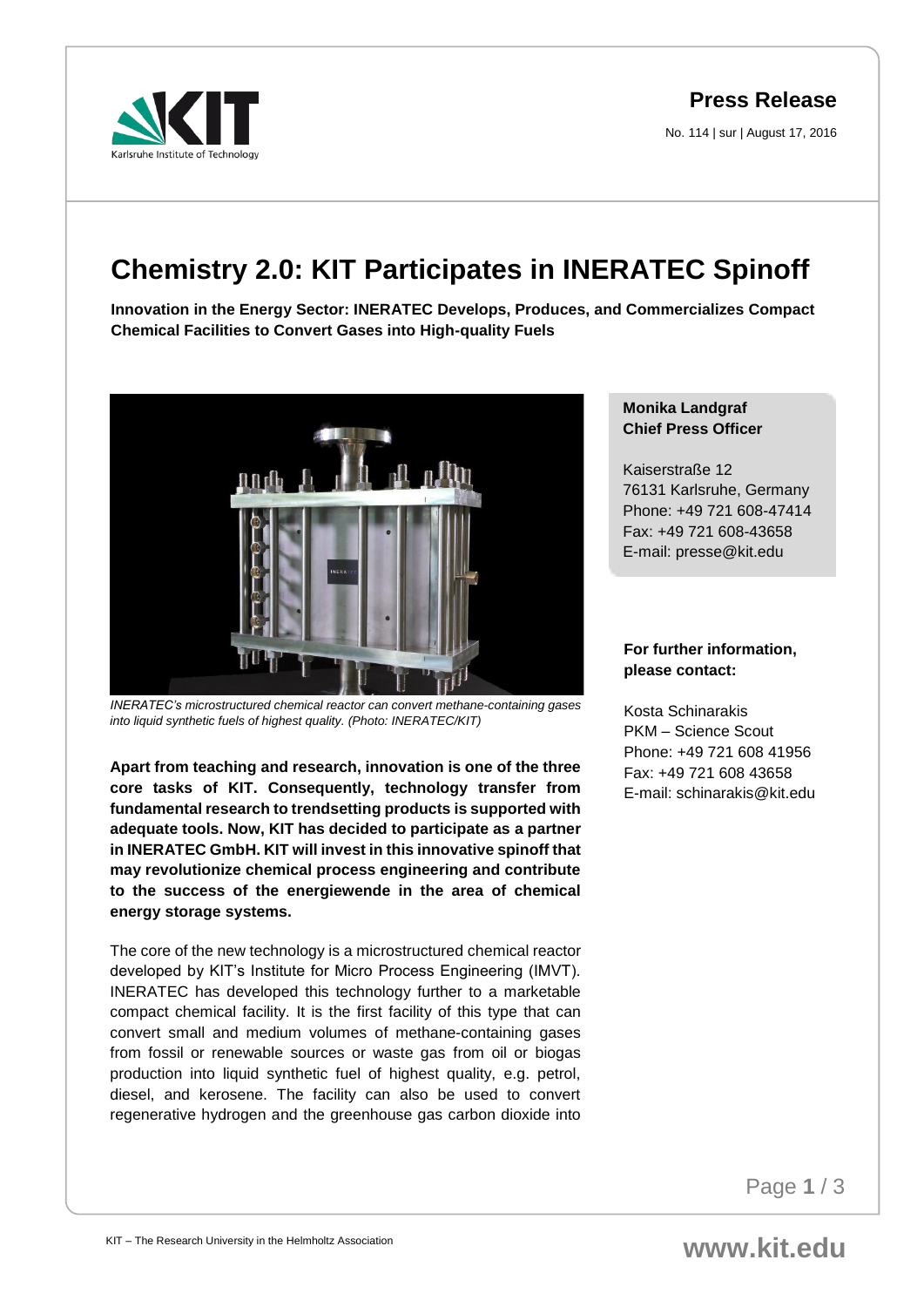**Press Release**

No. 114 | sur | August 17, 2016

# Chemistry 2.0: KIT Participates in INERATEC Spinoff

**Innovation in the Energy Sector: INERATEC Develops, Produces, and Commercializes Compact Chemical Facilities to Convert Gases into High-quality Fuels**

*INERATEC's microstructured chemical reactor can convert methane-containing gases into liquid synthetic fuels of highest quality. (Photo: INERATEC/KIT)*

**Apart from teaching and research, innovation is one of the three core tasks of KIT. Consequently, technology transfer from fundamental research to trendsetting products is supported with adequate tools. Now, KIT has decided to participate as a partner in INERATEC GmbH. KIT will invest in this innovative spinoff that may revolutionize chemical process engineering and contribute to the success of the energiewende in the area of chemical energy storage systems.**

The core of the new technology is a microstructured chemical reactor developed by KIT's Institute for Micro Process Engineering (IMVT). INERATEC has developed this technology further to a marketable compact chemical facility. It is the first facility of this type that can convert small and medium volumes of methane-containing gases from fossil or renewable sources or waste gas from oil or biogas production into liquid synthetic fuel of highest quality, e.g. petrol, diesel, and kerosene. The facility can also be used to convert regenerative hydrogen and the greenhouse gas carbon dioxide into

**Monika Landgraf**
**Chief Press Officer**

Kaiserstraße 12
76131 Karlsruhe, Germany
Phone: +49 721 608-47414
Fax: +49 721 608-43658
E-mail: presse@kit.edu

**For further information, please contact:**

Kosta Schinarakis
PKM – Science Scout
Phone: +49 721 608 41956
Fax: +49 721 608 43658
E-mail: schinarakis@kit.edu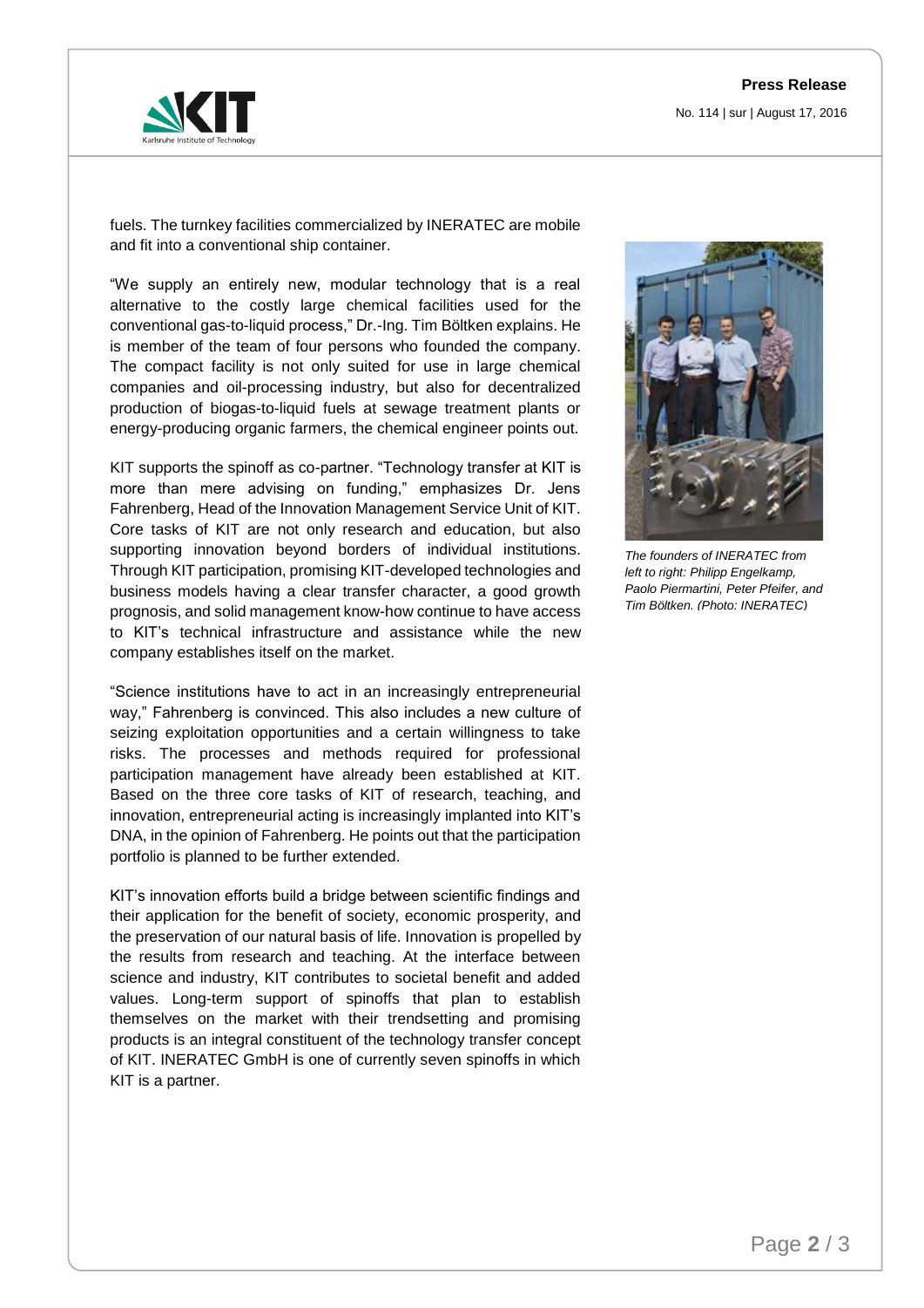fuels. The turnkey facilities commercialized by INERATEC are mobile and fit into a conventional ship container.

"We supply an entirely new, modular technology that is a real alternative to the costly large chemical facilities used for the conventional gas-to-liquid process," Dr.-Ing. Tim Böltken explains. He is member of the team of four persons who founded the company. The compact facility is not only suited for use in large chemical companies and oil-processing industry, but also for decentralized production of biogas-to-liquid fuels at sewage treatment plants or energy-producing organic farmers, the chemical engineer points out.

KIT supports the spinoff as co-partner. "Technology transfer at KIT is more than mere advising on funding," emphasizes Dr. Jens Fahrenberg, Head of the Innovation Management Service Unit of KIT. Core tasks of KIT are not only research and education, but also supporting innovation beyond borders of individual institutions. Through KIT participation, promising KIT-developed technologies and business models having a clear transfer character, a good growth prognosis, and solid management know-how continue to have access to KIT's technical infrastructure and assistance while the new company establishes itself on the market.

*The founders of INERATEC from left to right: Philipp Engelkamp, Paolo Piermartini, Peter Pfeifer, and Tim Böltken. (Photo: INERATEC)*

"Science institutions have to act in an increasingly entrepreneurial way," Fahrenberg is convinced. This also includes a new culture of seizing exploitation opportunities and a certain willingness to take risks. The processes and methods required for professional participation management have already been established at KIT. Based on the three core tasks of KIT of research, teaching, and innovation, entrepreneurial acting is increasingly implanted into KIT's DNA, in the opinion of Fahrenberg. He points out that the participation portfolio is planned to be further extended.

KIT's innovation efforts build a bridge between scientific findings and their application for the benefit of society, economic prosperity, and the preservation of our natural basis of life. Innovation is propelled by the results from research and teaching. At the interface between science and industry, KIT contributes to societal benefit and added values. Long-term support of spinoffs that plan to establish themselves on the market with their trendsetting and promising products is an integral constituent of the technology transfer concept of KIT. INERATEC GmbH is one of currently seven spinoffs in which KIT is a partner.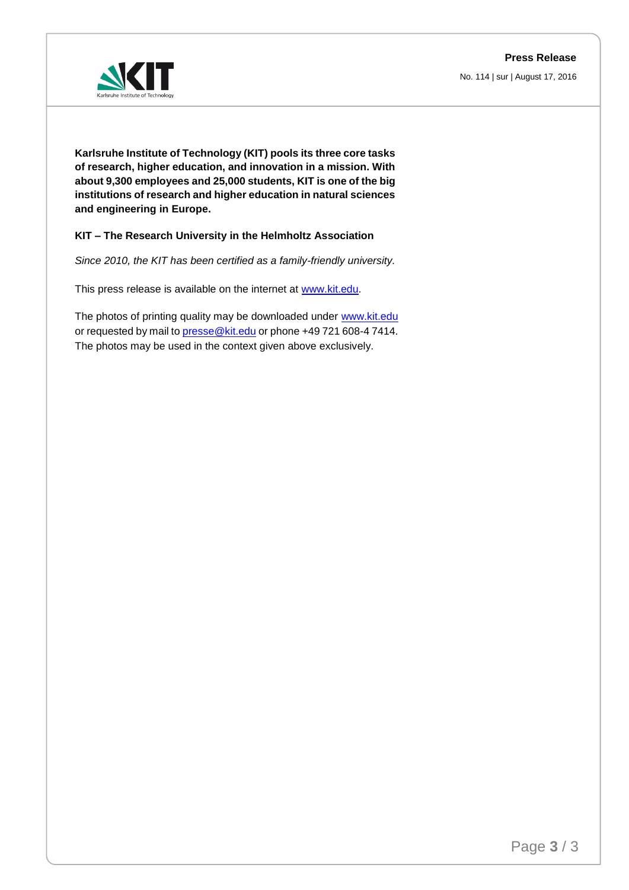**Karlsruhe Institute of Technology (KIT) pools its three core tasks of research, higher education, and innovation in a mission. With about 9,300 employees and 25,000 students, KIT is one of the big institutions of research and higher education in natural sciences and engineering in Europe.**

**KIT – The Research University in the Helmholtz Association**

*Since 2010, the KIT has been certified as a family-friendly university.*

This press release is available on the internet at www.kit.edu.

The photos of printing quality may be downloaded under www.kit.edu or requested by mail to presse@kit.edu or phone +49 721 608-4 7414. The photos may be used in the context given above exclusively.